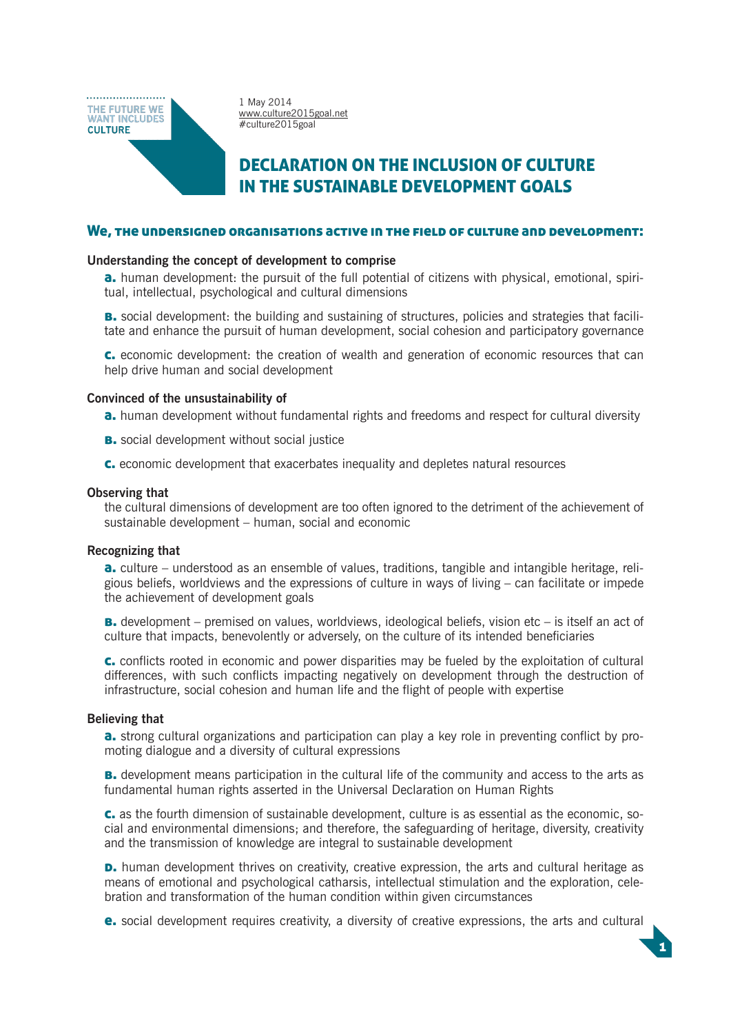THE FUTURE WE WANT INCLUDES CULTURE

1 May 2014
www.culture2015goal.net
#culture2015goal

# DECLARATION ON THE INCLUSION OF CULTURE IN THE SUSTAINABLE DEVELOPMENT GOALS

## We, the undersigned organisations active in the field of culture and development:

**Understanding the concept of development to comprise**

**a.** human development: the pursuit of the full potential of citizens with physical, emotional, spiritual, intellectual, psychological and cultural dimensions

**b.** social development: the building and sustaining of structures, policies and strategies that facilitate and enhance the pursuit of human development, social cohesion and participatory governance

**c.** economic development: the creation of wealth and generation of economic resources that can help drive human and social development

**Convinced of the unsustainability of**

**a.** human development without fundamental rights and freedoms and respect for cultural diversity

**b.** social development without social justice

**c.** economic development that exacerbates inequality and depletes natural resources

**Observing that**

the cultural dimensions of development are too often ignored to the detriment of the achievement of sustainable development – human, social and economic

**Recognizing that**

**a.** culture – understood as an ensemble of values, traditions, tangible and intangible heritage, religious beliefs, worldviews and the expressions of culture in ways of living – can facilitate or impede the achievement of development goals

**b.** development – premised on values, worldviews, ideological beliefs, vision etc – is itself an act of culture that impacts, benevolently or adversely, on the culture of its intended beneficiaries

**c.** conflicts rooted in economic and power disparities may be fueled by the exploitation of cultural differences, with such conflicts impacting negatively on development through the destruction of infrastructure, social cohesion and human life and the flight of people with expertise

**Believing that**

**a.** strong cultural organizations and participation can play a key role in preventing conflict by promoting dialogue and a diversity of cultural expressions

**b.** development means participation in the cultural life of the community and access to the arts as fundamental human rights asserted in the Universal Declaration on Human Rights

**c.** as the fourth dimension of sustainable development, culture is as essential as the economic, social and environmental dimensions; and therefore, the safeguarding of heritage, diversity, creativity and the transmission of knowledge are integral to sustainable development

**d.** human development thrives on creativity, creative expression, the arts and cultural heritage as means of emotional and psychological catharsis, intellectual stimulation and the exploration, celebration and transformation of the human condition within given circumstances

**e.** social development requires creativity, a diversity of creative expressions, the arts and cultural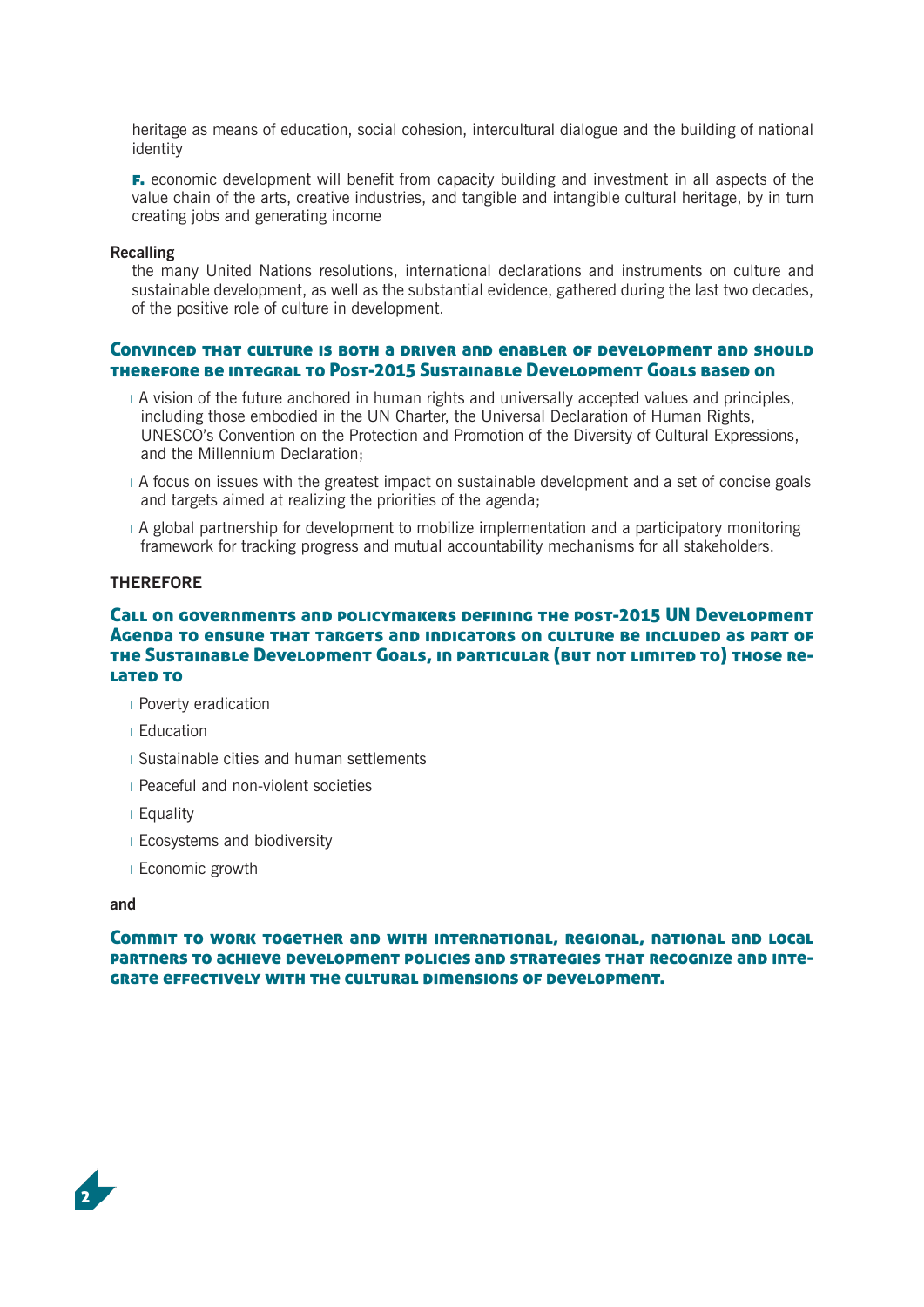heritage as means of education, social cohesion, intercultural dialogue and the building of national identity

**F.** economic development will benefit from capacity building and investment in all aspects of the value chain of the arts, creative industries, and tangible and intangible cultural heritage, by in turn creating jobs and generating income

**Recalling**

the many United Nations resolutions, international declarations and instruments on culture and sustainable development, as well as the substantial evidence, gathered during the last two decades, of the positive role of culture in development.

**Convinced that culture is both a driver and enabler of development and should therefore be integral to Post-2015 Sustainable Development Goals based on**

- A vision of the future anchored in human rights and universally accepted values and principles, including those embodied in the UN Charter, the Universal Declaration of Human Rights, UNESCO's Convention on the Protection and Promotion of the Diversity of Cultural Expressions, and the Millennium Declaration;
- A focus on issues with the greatest impact on sustainable development and a set of concise goals and targets aimed at realizing the priorities of the agenda;
- A global partnership for development to mobilize implementation and a participatory monitoring framework for tracking progress and mutual accountability mechanisms for all stakeholders.

**THEREFORE**

**Call on governments and policymakers defining the post-2015 UN Development Agenda to ensure that targets and indicators on culture be included as part of the Sustainable Development Goals, in particular (but not limited to) those related to**

- Poverty eradication
- Education
- Sustainable cities and human settlements
- Peaceful and non-violent societies
- Equality
- Ecosystems and biodiversity
- Economic growth

**and**

**Commit to work together and with international, regional, national and local partners to achieve development policies and strategies that recognize and integrate effectively with the cultural dimensions of development.**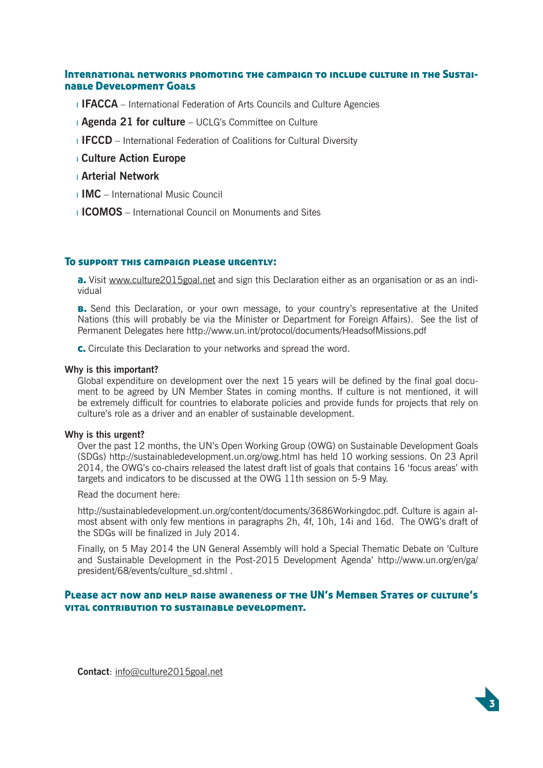## International networks promoting the campaign to include culture in the Sustainable Development Goals

- **IFACCA** – International Federation of Arts Councils and Culture Agencies
- **Agenda 21 for culture** – UCLG's Committee on Culture
- **IFCCD** – International Federation of Coalitions for Cultural Diversity
- **Culture Action Europe**
- **Arterial Network**
- **IMC** – International Music Council
- **ICOMOS** – International Council on Monuments and Sites

## To support this campaign please urgently:

**a.** Visit www.culture2015goal.net and sign this Declaration either as an organisation or as an individual

**b.** Send this Declaration, or your own message, to your country's representative at the United Nations (this will probably be via the Minister or Department for Foreign Affairs). See the list of Permanent Delegates here http://www.un.int/protocol/documents/HeadsofMissions.pdf

**c.** Circulate this Declaration to your networks and spread the word.

**Why is this important?**

Global expenditure on development over the next 15 years will be defined by the final goal document to be agreed by UN Member States in coming months. If culture is not mentioned, it will be extremely difficult for countries to elaborate policies and provide funds for projects that rely on culture's role as a driver and an enabler of sustainable development.

**Why is this urgent?**

Over the past 12 months, the UN's Open Working Group (OWG) on Sustainable Development Goals (SDGs) http://sustainabledevelopment.un.org/owg.html has held 10 working sessions. On 23 April 2014, the OWG's co-chairs released the latest draft list of goals that contains 16 'focus areas' with targets and indicators to be discussed at the OWG 11th session on 5-9 May.

Read the document here:

http://sustainabledevelopment.un.org/content/documents/3686Workingdoc.pdf. Culture is again almost absent with only few mentions in paragraphs 2h, 4f, 10h, 14i and 16d. The OWG's draft of the SDGs will be finalized in July 2014.

Finally, on 5 May 2014 the UN General Assembly will hold a Special Thematic Debate on 'Culture and Sustainable Development in the Post-2015 Development Agenda' http://www.un.org/en/ga/president/68/events/culture_sd.shtml .

## Please act now and help raise awareness of the UN's Member States of culture's vital contribution to sustainable development.

**Contact**: info@culture2015goal.net